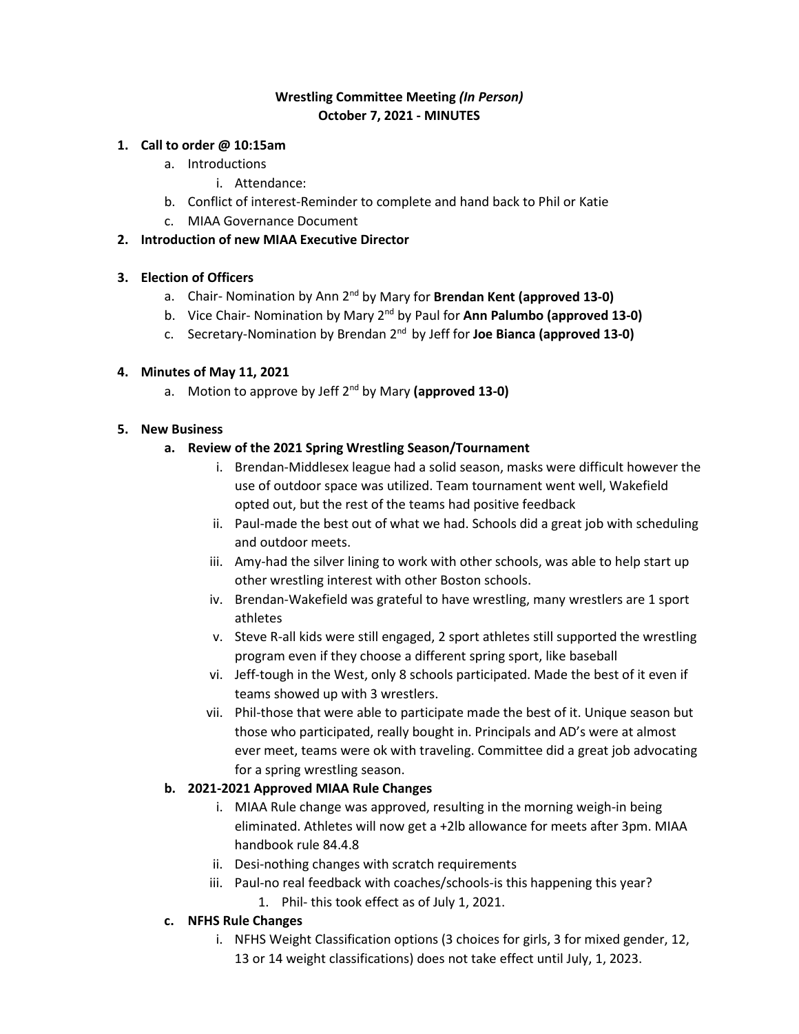**Wrestling Committee Meeting *(In Person)***
**October 7, 2021 - MINUTES**

1. **Call to order @ 10:15am**
    a. Introductions
        i. Attendance:
    b. Conflict of interest-Reminder to complete and hand back to Phil or Katie
    c. MIAA Governance Document
2. **Introduction of new MIAA Executive Director**

3. **Election of Officers**
    a. Chair- Nomination by Ann 2nd by Mary for **Brendan Kent (approved 13-0)**
    b. Vice Chair- Nomination by Mary 2nd by Paul for **Ann Palumbo (approved 13-0)**
    c. Secretary-Nomination by Brendan 2nd by Jeff for **Joe Bianca (approved 13-0)**

4. **Minutes of May 11, 2021**
    a. Motion to approve by Jeff 2nd by Mary **(approved 13-0)**

5. **New Business**
    a. **Review of the 2021 Spring Wrestling Season/Tournament**
        i. Brendan-Middlesex league had a solid season, masks were difficult however the use of outdoor space was utilized. Team tournament went well, Wakefield opted out, but the rest of the teams had positive feedback
        ii. Paul-made the best out of what we had. Schools did a great job with scheduling and outdoor meets.
        iii. Amy-had the silver lining to work with other schools, was able to help start up other wrestling interest with other Boston schools.
        iv. Brendan-Wakefield was grateful to have wrestling, many wrestlers are 1 sport athletes
        v. Steve R-all kids were still engaged, 2 sport athletes still supported the wrestling program even if they choose a different spring sport, like baseball
        vi. Jeff-tough in the West, only 8 schools participated. Made the best of it even if teams showed up with 3 wrestlers.
        vii. Phil-those that were able to participate made the best of it. Unique season but those who participated, really bought in. Principals and AD's were at almost ever meet, teams were ok with traveling. Committee did a great job advocating for a spring wrestling season.
    b. **2021-2021 Approved MIAA Rule Changes**
        i. MIAA Rule change was approved, resulting in the morning weigh-in being eliminated. Athletes will now get a +2lb allowance for meets after 3pm. MIAA handbook rule 84.4.8
        ii. Desi-nothing changes with scratch requirements
        iii. Paul-no real feedback with coaches/schools-is this happening this year?
            1. Phil- this took effect as of July 1, 2021.
    c. **NFHS Rule Changes**
        i. NFHS Weight Classification options (3 choices for girls, 3 for mixed gender, 12, 13 or 14 weight classifications) does not take effect until July, 1, 2023.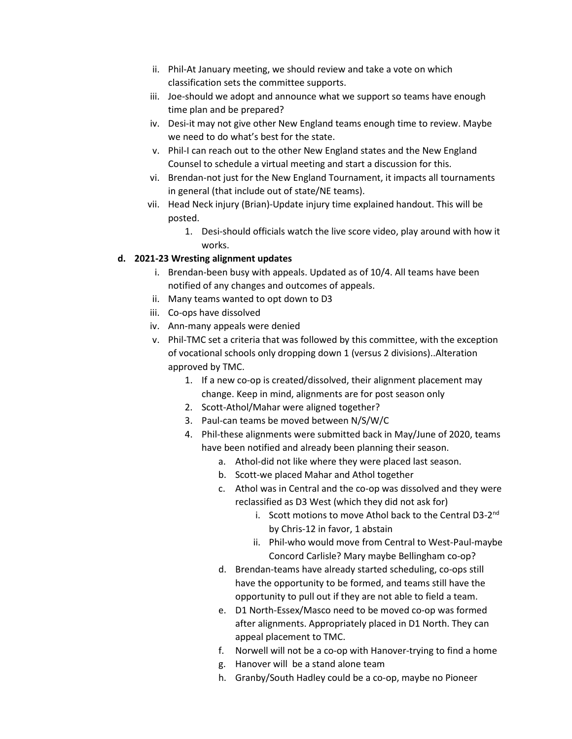- ii. Phil-At January meeting, we should review and take a vote on which classification sets the committee supports.
- iii. Joe-should we adopt and announce what we support so teams have enough time plan and be prepared?
- iv. Desi-it may not give other New England teams enough time to review. Maybe we need to do what's best for the state.
- v. Phil-I can reach out to the other New England states and the New England Counsel to schedule a virtual meeting and start a discussion for this.
- vi. Brendan-not just for the New England Tournament, it impacts all tournaments in general (that include out of state/NE teams).
- vii. Head Neck injury (Brian)-Update injury time explained handout. This will be posted.
  1. Desi-should officials watch the live score video, play around with how it works.

**d. 2021-23 Wresting alignment updates**

- i. Brendan-been busy with appeals. Updated as of 10/4. All teams have been notified of any changes and outcomes of appeals.
- ii. Many teams wanted to opt down to D3
- iii. Co-ops have dissolved
- iv. Ann-many appeals were denied
- v. Phil-TMC set a criteria that was followed by this committee, with the exception of vocational schools only dropping down 1 (versus 2 divisions)..Alteration approved by TMC.
  1. If a new co-op is created/dissolved, their alignment placement may change. Keep in mind, alignments are for post season only
  2. Scott-Athol/Mahar were aligned together?
  3. Paul-can teams be moved between N/S/W/C
  4. Phil-these alignments were submitted back in May/June of 2020, teams have been notified and already been planning their season.
     - a. Athol-did not like where they were placed last season.
     - b. Scott-we placed Mahar and Athol together
     - c. Athol was in Central and the co-op was dissolved and they were reclassified as D3 West (which they did not ask for)
       - i. Scott motions to move Athol back to the Central D3-2nd by Chris-12 in favor, 1 abstain
       - ii. Phil-who would move from Central to West-Paul-maybe Concord Carlisle? Mary maybe Bellingham co-op?
     - d. Brendan-teams have already started scheduling, co-ops still have the opportunity to be formed, and teams still have the opportunity to pull out if they are not able to field a team.
     - e. D1 North-Essex/Masco need to be moved co-op was formed after alignments. Appropriately placed in D1 North. They can appeal placement to TMC.
     - f. Norwell will not be a co-op with Hanover-trying to find a home
     - g. Hanover will be a stand alone team
     - h. Granby/South Hadley could be a co-op, maybe no Pioneer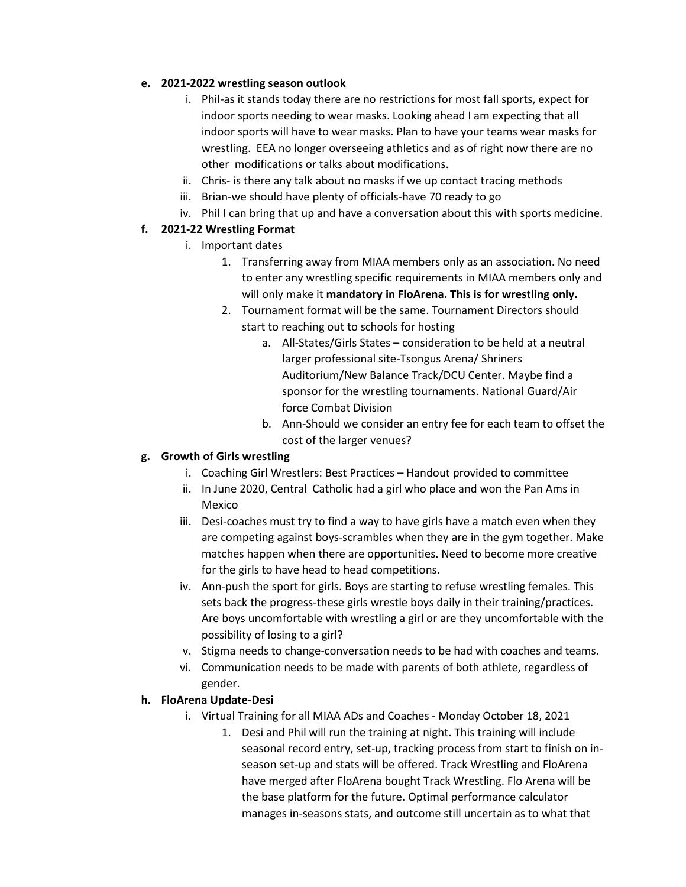**e. 2021-2022 wrestling season outlook**

i. Phil-as it stands today there are no restrictions for most fall sports, expect for indoor sports needing to wear masks. Looking ahead I am expecting that all indoor sports will have to wear masks. Plan to have your teams wear masks for wrestling. EEA no longer overseeing athletics and as of right now there are no other modifications or talks about modifications.

ii. Chris- is there any talk about no masks if we up contact tracing methods

iii. Brian-we should have plenty of officials-have 70 ready to go

iv. Phil I can bring that up and have a conversation about this with sports medicine.

**f. 2021-22 Wrestling Format**

i. Important dates

1. Transferring away from MIAA members only as an association. No need to enter any wrestling specific requirements in MIAA members only and will only make it **mandatory in FloArena. This is for wrestling only.**

2. Tournament format will be the same. Tournament Directors should start to reaching out to schools for hosting

   a. All-States/Girls States – consideration to be held at a neutral larger professional site-Tsongus Arena/ Shriners Auditorium/New Balance Track/DCU Center. Maybe find a sponsor for the wrestling tournaments. National Guard/Air force Combat Division

   b. Ann-Should we consider an entry fee for each team to offset the cost of the larger venues?

**g. Growth of Girls wrestling**

i. Coaching Girl Wrestlers: Best Practices – Handout provided to committee

ii. In June 2020, Central Catholic had a girl who place and won the Pan Ams in Mexico

iii. Desi-coaches must try to find a way to have girls have a match even when they are competing against boys-scrambles when they are in the gym together. Make matches happen when there are opportunities. Need to become more creative for the girls to have head to head competitions.

iv. Ann-push the sport for girls. Boys are starting to refuse wrestling females. This sets back the progress-these girls wrestle boys daily in their training/practices. Are boys uncomfortable with wrestling a girl or are they uncomfortable with the possibility of losing to a girl?

v. Stigma needs to change-conversation needs to be had with coaches and teams.

vi. Communication needs to be made with parents of both athlete, regardless of gender.

**h. FloArena Update-Desi**

i. Virtual Training for all MIAA ADs and Coaches - Monday October 18, 2021

1. Desi and Phil will run the training at night. This training will include seasonal record entry, set-up, tracking process from start to finish on in-season set-up and stats will be offered. Track Wrestling and FloArena have merged after FloArena bought Track Wrestling. Flo Arena will be the base platform for the future. Optimal performance calculator manages in-seasons stats, and outcome still uncertain as to what that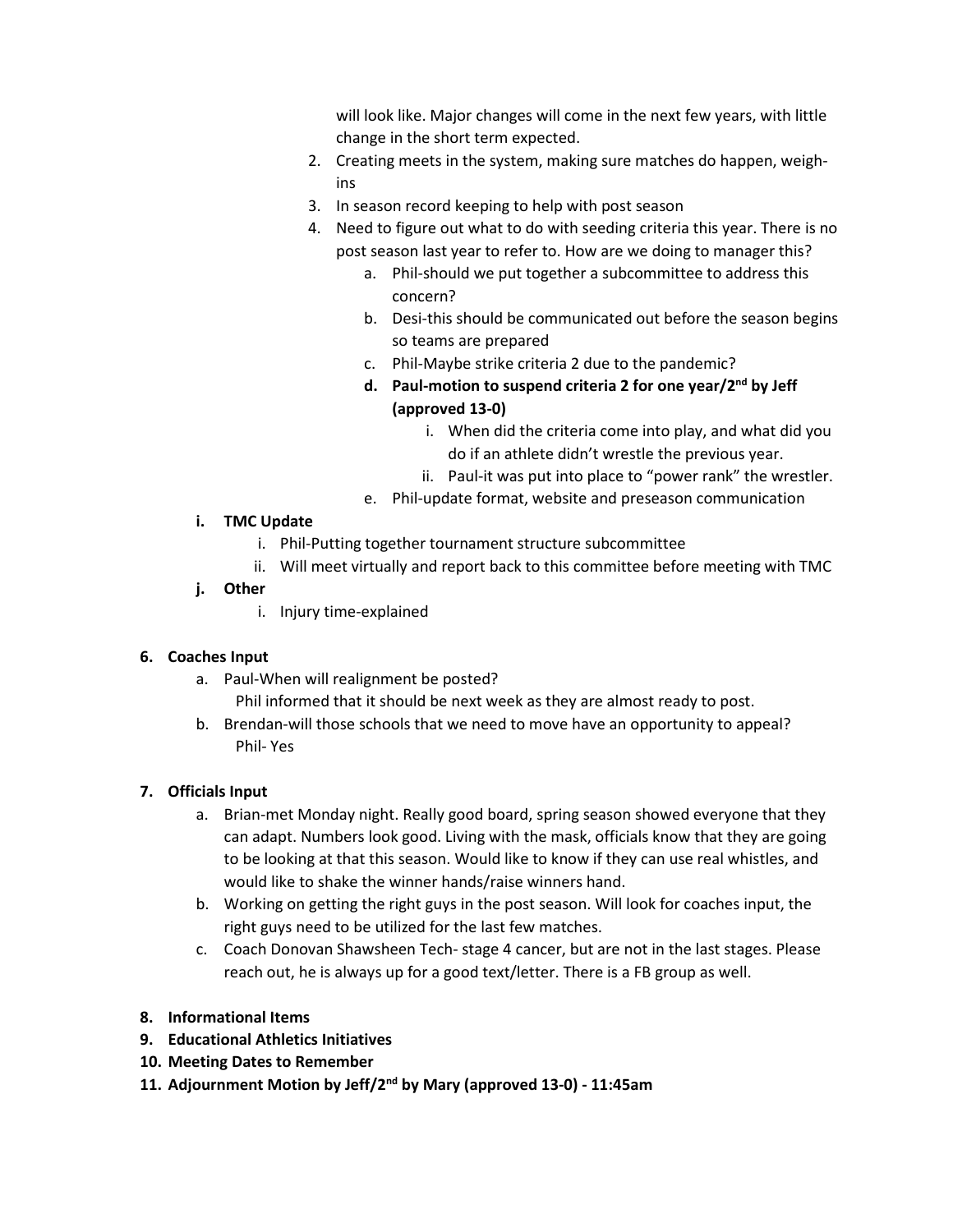will look like. Major changes will come in the next few years, with little change in the short term expected.

2. Creating meets in the system, making sure matches do happen, weigh-ins
3. In season record keeping to help with post season
4. Need to figure out what to do with seeding criteria this year. There is no post season last year to refer to. How are we doing to manager this?
   a. Phil-should we put together a subcommittee to address this concern?
   b. Desi-this should be communicated out before the season begins so teams are prepared
   c. Phil-Maybe strike criteria 2 due to the pandemic?
   d. **Paul-motion to suspend criteria 2 for one year/2nd by Jeff (approved 13-0)**
      i. When did the criteria come into play, and what did you do if an athlete didn't wrestle the previous year.
      ii. Paul-it was put into place to "power rank" the wrestler.
   e. Phil-update format, website and preseason communication

**i. TMC Update**

i. Phil-Putting together tournament structure subcommittee
ii. Will meet virtually and report back to this committee before meeting with TMC

**j. Other**

i. Injury time-explained

**6. Coaches Input**

a. Paul-When will realignment be posted?
   Phil informed that it should be next week as they are almost ready to post.
b. Brendan-will those schools that we need to move have an opportunity to appeal?
   Phil- Yes

**7. Officials Input**

a. Brian-met Monday night. Really good board, spring season showed everyone that they can adapt. Numbers look good. Living with the mask, officials know that they are going to be looking at that this season. Would like to know if they can use real whistles, and would like to shake the winner hands/raise winners hand.
b. Working on getting the right guys in the post season. Will look for coaches input, the right guys need to be utilized for the last few matches.
c. Coach Donovan Shawsheen Tech- stage 4 cancer, but are not in the last stages. Please reach out, he is always up for a good text/letter. There is a FB group as well.

**8. Informational Items**

**9. Educational Athletics Initiatives**

**10. Meeting Dates to Remember**

**11. Adjournment Motion by Jeff/2nd by Mary (approved 13-0) - 11:45am**